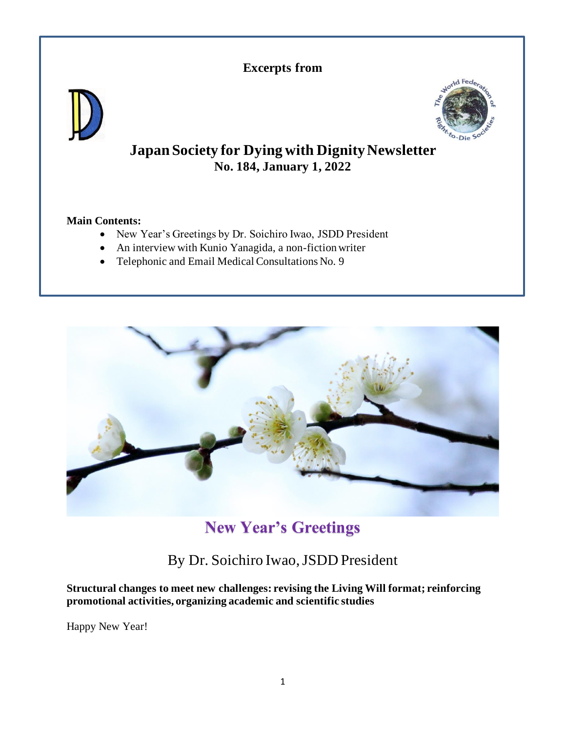**Excerpts from**

# Japan Society for Dying with Dignity Newsletter

**No. 184, January 1, 2022**

**Main Contents:**

- New Year's Greetings by Dr. Soichiro Iwao, JSDD President
- An interview with Kunio Yanagida, a non-fiction writer
- Telephonic and Email Medical Consultations No. 9

## New Year's Greetings

By Dr. Soichiro Iwao, JSDD President

**Structural changes to meet new challenges: revising the Living Will format; reinforcing promotional activities, organizing academic and scientific studies**

Happy New Year!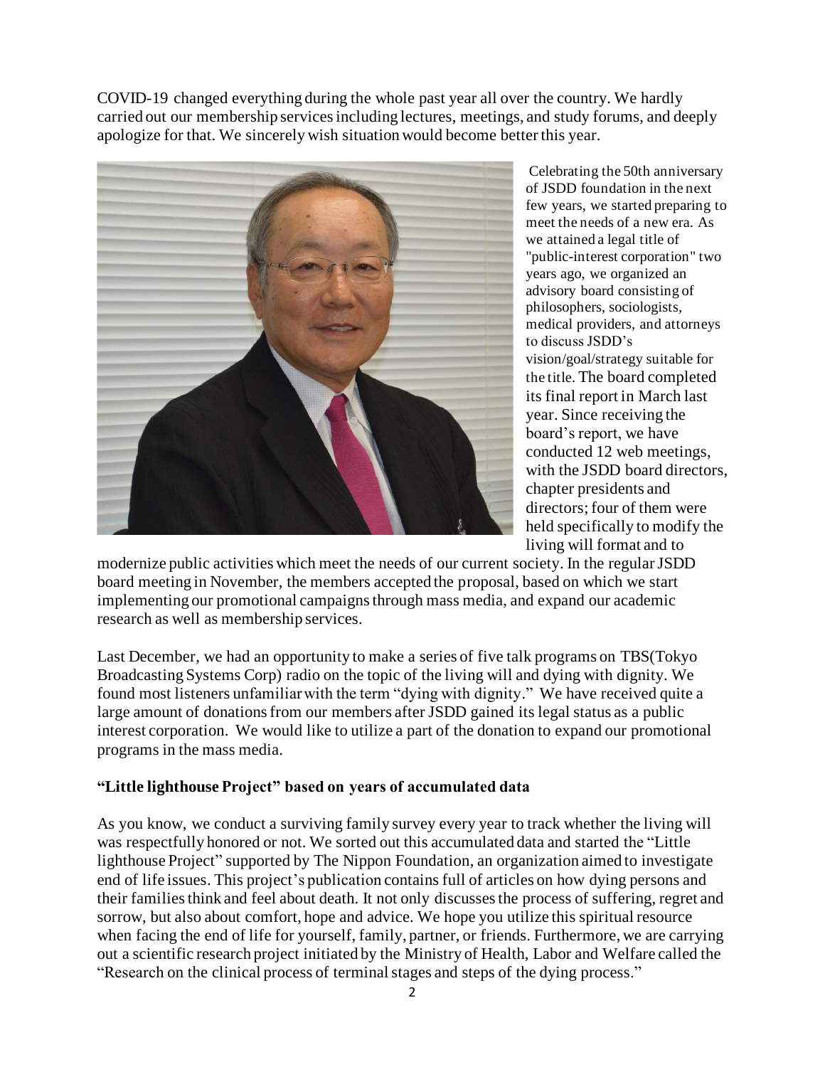COVID-19 changed everything during the whole past year all over the country. We hardly carried out our membership services including lectures, meetings, and study forums, and deeply apologize for that. We sincerely wish situation would become better this year.

Celebrating the 50th anniversary of JSDD foundation in the next few years, we started preparing to meet the needs of a new era. As we attained a legal title of "public-interest corporation" two years ago, we organized an advisory board consisting of philosophers, sociologists, medical providers, and attorneys to discuss JSDD's vision/goal/strategy suitable for the title. The board completed its final report in March last year. Since receiving the board's report, we have conducted 12 web meetings, with the JSDD board directors, chapter presidents and directors; four of them were held specifically to modify the living will format and to modernize public activities which meet the needs of our current society. In the regular JSDD board meeting in November, the members accepted the proposal, based on which we start implementing our promotional campaigns through mass media, and expand our academic research as well as membership services.

Last December, we had an opportunity to make a series of five talk programs on TBS(Tokyo Broadcasting Systems Corp) radio on the topic of the living will and dying with dignity. We found most listeners unfamiliar with the term "dying with dignity." We have received quite a large amount of donations from our members after JSDD gained its legal status as a public interest corporation. We would like to utilize a part of the donation to expand our promotional programs in the mass media.

**"Little lighthouse Project" based on years of accumulated data**

As you know, we conduct a surviving family survey every year to track whether the living will was respectfully honored or not. We sorted out this accumulated data and started the "Little lighthouse Project" supported by The Nippon Foundation, an organization aimed to investigate end of life issues. This project's publication contains full of articles on how dying persons and their families think and feel about death. It not only discusses the process of suffering, regret and sorrow, but also about comfort, hope and advice. We hope you utilize this spiritual resource when facing the end of life for yourself, family, partner, or friends. Furthermore, we are carrying out a scientific research project initiated by the Ministry of Health, Labor and Welfare called the "Research on the clinical process of terminal stages and steps of the dying process."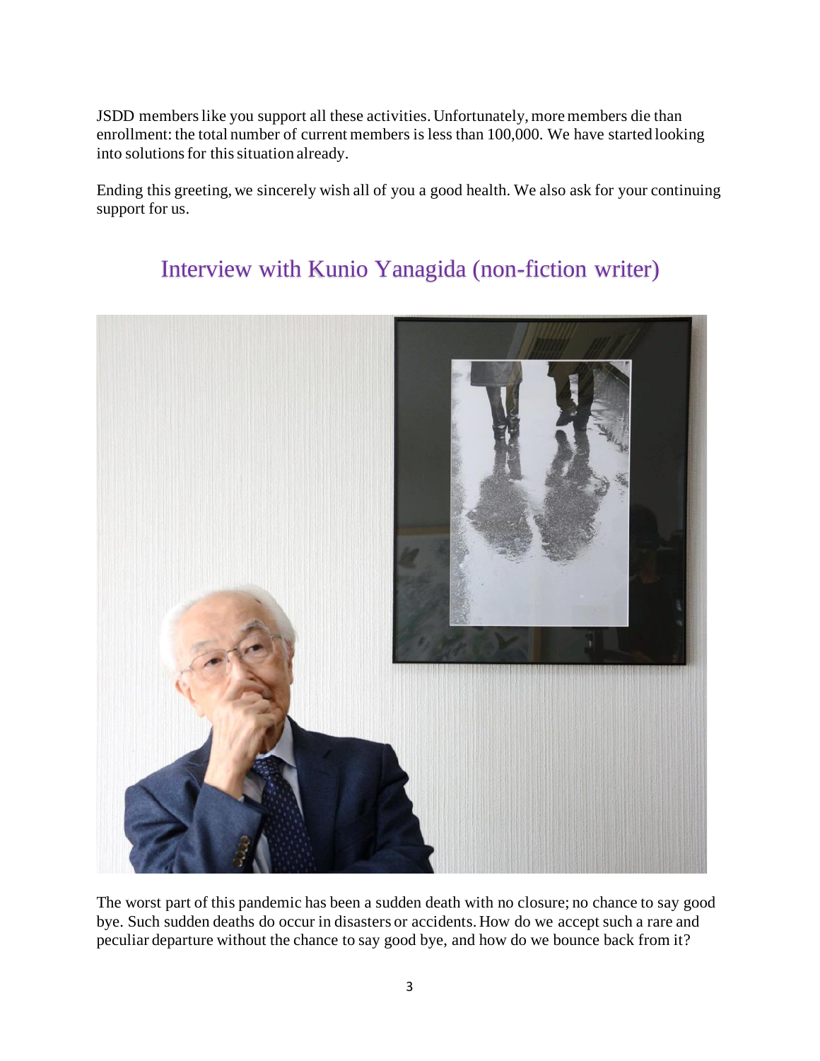JSDD members like you support all these activities. Unfortunately, more members die than enrollment: the total number of current members is less than 100,000. We have started looking into solutions for this situation already.

Ending this greeting, we sincerely wish all of you a good health. We also ask for your continuing support for us.

## Interview with Kunio Yanagida (non-fiction writer)

The worst part of this pandemic has been a sudden death with no closure; no chance to say good bye. Such sudden deaths do occur in disasters or accidents. How do we accept such a rare and peculiar departure without the chance to say good bye, and how do we bounce back from it?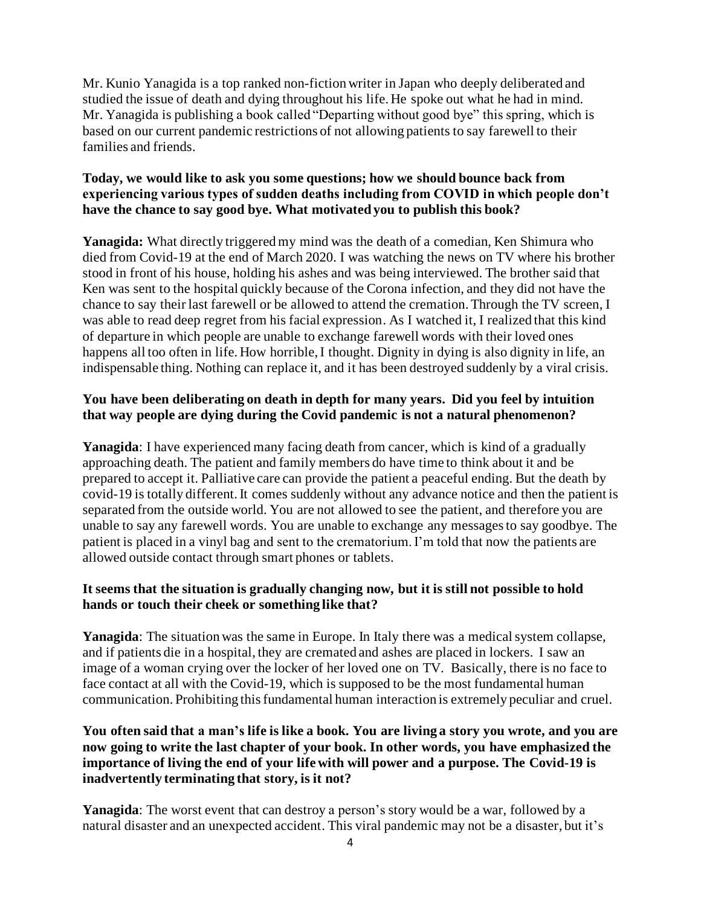Mr. Kunio Yanagida is a top ranked non-fiction writer in Japan who deeply deliberated and studied the issue of death and dying throughout his life. He spoke out what he had in mind. Mr. Yanagida is publishing a book called "Departing without good bye" this spring, which is based on our current pandemic restrictions of not allowing patients to say farewell to their families and friends.

**Today, we would like to ask you some questions; how we should bounce back from experiencing various types of sudden deaths including from COVID in which people don't have the chance to say good bye. What motivated you to publish this book?**

**Yanagida:** What directly triggered my mind was the death of a comedian, Ken Shimura who died from Covid-19 at the end of March 2020. I was watching the news on TV where his brother stood in front of his house, holding his ashes and was being interviewed. The brother said that Ken was sent to the hospital quickly because of the Corona infection, and they did not have the chance to say their last farewell or be allowed to attend the cremation. Through the TV screen, I was able to read deep regret from his facial expression. As I watched it, I realized that this kind of departure in which people are unable to exchange farewell words with their loved ones happens all too often in life. How horrible, I thought. Dignity in dying is also dignity in life, an indispensable thing. Nothing can replace it, and it has been destroyed suddenly by a viral crisis.

**You have been deliberating on death in depth for many years. Did you feel by intuition that way people are dying during the Covid pandemic is not a natural phenomenon?**

**Yanagida**: I have experienced many facing death from cancer, which is kind of a gradually approaching death. The patient and family members do have time to think about it and be prepared to accept it. Palliative care can provide the patient a peaceful ending. But the death by covid-19 is totally different. It comes suddenly without any advance notice and then the patient is separated from the outside world. You are not allowed to see the patient, and therefore you are unable to say any farewell words. You are unable to exchange any messages to say goodbye. The patient is placed in a vinyl bag and sent to the crematorium. I'm told that now the patients are allowed outside contact through smart phones or tablets.

**It seems that the situation is gradually changing now, but it is still not possible to hold hands or touch their cheek or something like that?**

**Yanagida**: The situation was the same in Europe. In Italy there was a medical system collapse, and if patients die in a hospital, they are cremated and ashes are placed in lockers. I saw an image of a woman crying over the locker of her loved one on TV. Basically, there is no face to face contact at all with the Covid-19, which is supposed to be the most fundamental human communication. Prohibiting this fundamental human interaction is extremely peculiar and cruel.

**You often said that a man's life is like a book. You are living a story you wrote, and you are now going to write the last chapter of your book. In other words, you have emphasized the importance of living the end of your life with will power and a purpose. The Covid-19 is inadvertently terminating that story, is it not?**

**Yanagida**: The worst event that can destroy a person's story would be a war, followed by a natural disaster and an unexpected accident. This viral pandemic may not be a disaster, but it's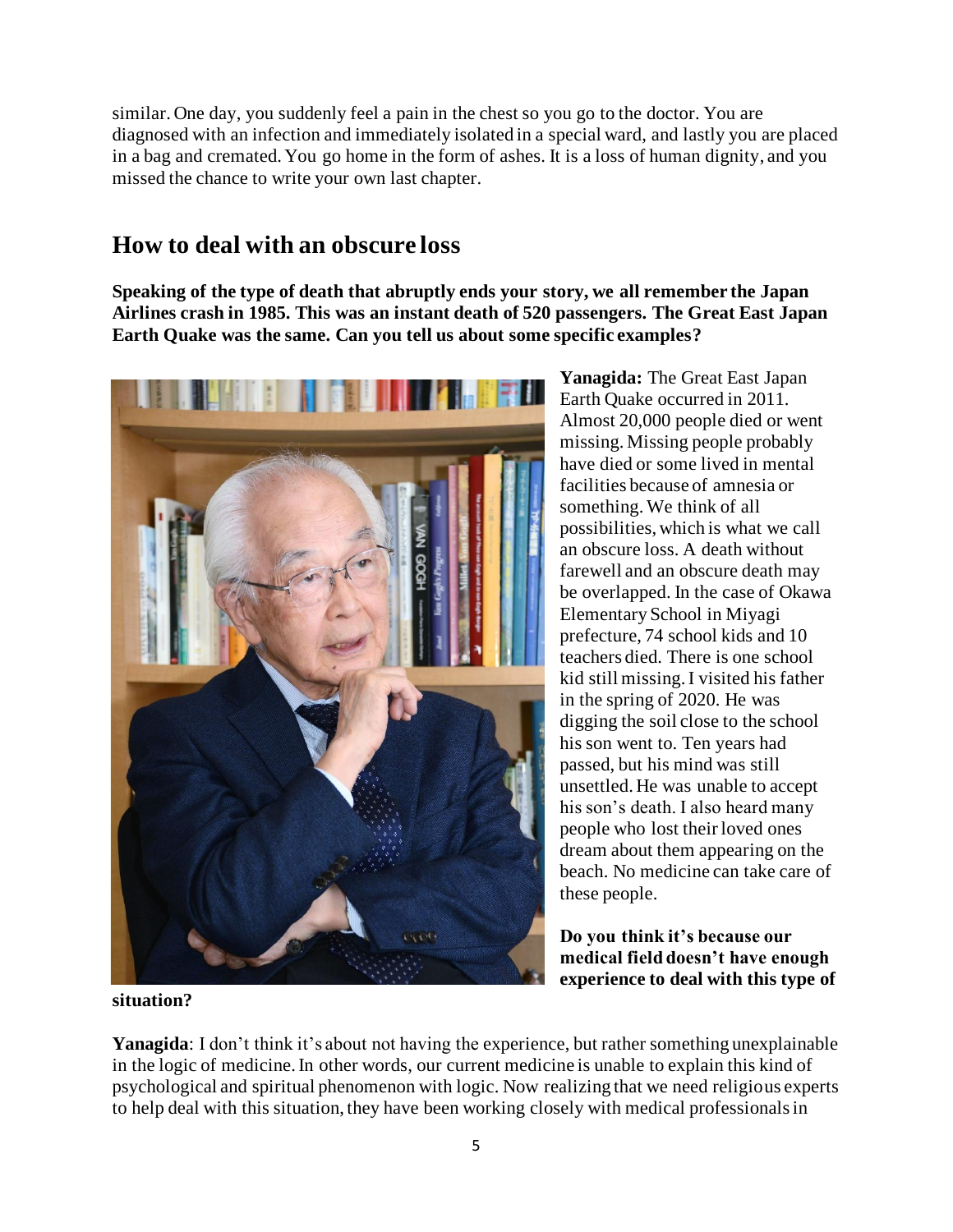similar. One day, you suddenly feel a pain in the chest so you go to the doctor. You are diagnosed with an infection and immediately isolated in a special ward, and lastly you are placed in a bag and cremated. You go home in the form of ashes. It is a loss of human dignity, and you missed the chance to write your own last chapter.

## How to deal with an obscure loss

**Speaking of the type of death that abruptly ends your story, we all remember the Japan Airlines crash in 1985. This was an instant death of 520 passengers. The Great East Japan Earth Quake was the same. Can you tell us about some specific examples?**

**Yanagida:** The Great East Japan Earth Quake occurred in 2011. Almost 20,000 people died or went missing. Missing people probably have died or some lived in mental facilities because of amnesia or something. We think of all possibilities, which is what we call an obscure loss. A death without farewell and an obscure death may be overlapped. In the case of Okawa Elementary School in Miyagi prefecture, 74 school kids and 10 teachers died. There is one school kid still missing. I visited his father in the spring of 2020. He was digging the soil close to the school his son went to. Ten years had passed, but his mind was still unsettled. He was unable to accept his son's death. I also heard many people who lost their loved ones dream about them appearing on the beach. No medicine can take care of these people.

**Do you think it's because our medical field doesn't have enough experience to deal with this type of situation?**

**Yanagida**: I don't think it's about not having the experience, but rather something unexplainable in the logic of medicine. In other words, our current medicine is unable to explain this kind of psychological and spiritual phenomenon with logic. Now realizing that we need religious experts to help deal with this situation, they have been working closely with medical professionals in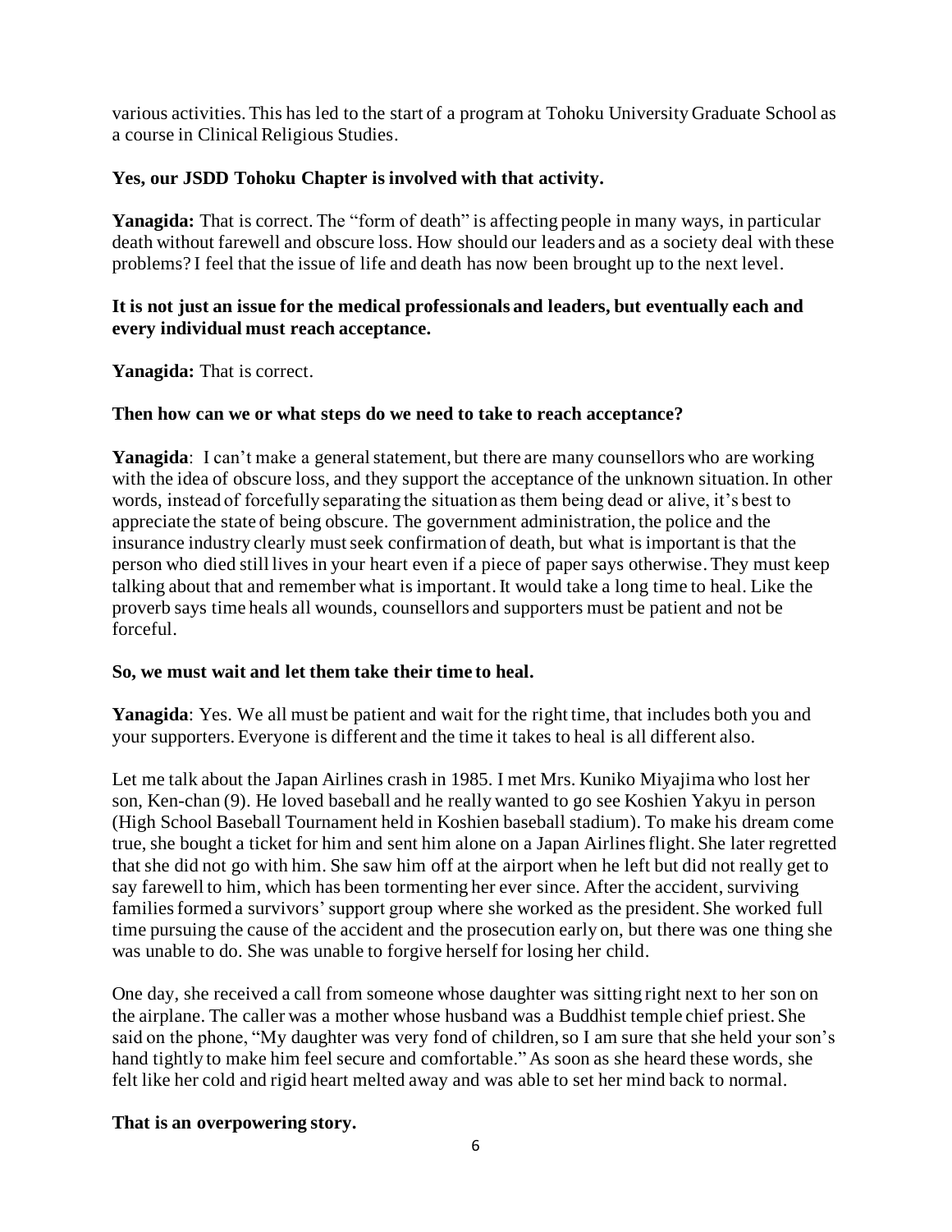various activities. This has led to the start of a program at Tohoku University Graduate School as a course in Clinical Religious Studies.

**Yes, our JSDD Tohoku Chapter is involved with that activity.**

**Yanagida:** That is correct. The "form of death" is affecting people in many ways, in particular death without farewell and obscure loss. How should our leaders and as a society deal with these problems? I feel that the issue of life and death has now been brought up to the next level.

**It is not just an issue for the medical professionals and leaders, but eventually each and every individual must reach acceptance.**

**Yanagida:** That is correct.

**Then how can we or what steps do we need to take to reach acceptance?**

**Yanagida**: I can't make a general statement, but there are many counsellors who are working with the idea of obscure loss, and they support the acceptance of the unknown situation. In other words, instead of forcefully separating the situation as them being dead or alive, it's best to appreciate the state of being obscure. The government administration, the police and the insurance industry clearly must seek confirmation of death, but what is important is that the person who died still lives in your heart even if a piece of paper says otherwise. They must keep talking about that and remember what is important. It would take a long time to heal. Like the proverb says time heals all wounds, counsellors and supporters must be patient and not be forceful.

**So, we must wait and let them take their time to heal.**

**Yanagida**: Yes. We all must be patient and wait for the right time, that includes both you and your supporters. Everyone is different and the time it takes to heal is all different also.

Let me talk about the Japan Airlines crash in 1985. I met Mrs. Kuniko Miyajima who lost her son, Ken-chan (9). He loved baseball and he really wanted to go see Koshien Yakyu in person (High School Baseball Tournament held in Koshien baseball stadium). To make his dream come true, she bought a ticket for him and sent him alone on a Japan Airlines flight. She later regretted that she did not go with him. She saw him off at the airport when he left but did not really get to say farewell to him, which has been tormenting her ever since. After the accident, surviving families formed a survivors' support group where she worked as the president. She worked full time pursuing the cause of the accident and the prosecution early on, but there was one thing she was unable to do. She was unable to forgive herself for losing her child.

One day, she received a call from someone whose daughter was sitting right next to her son on the airplane. The caller was a mother whose husband was a Buddhist temple chief priest. She said on the phone, "My daughter was very fond of children, so I am sure that she held your son's hand tightly to make him feel secure and comfortable." As soon as she heard these words, she felt like her cold and rigid heart melted away and was able to set her mind back to normal.

**That is an overpowering story.**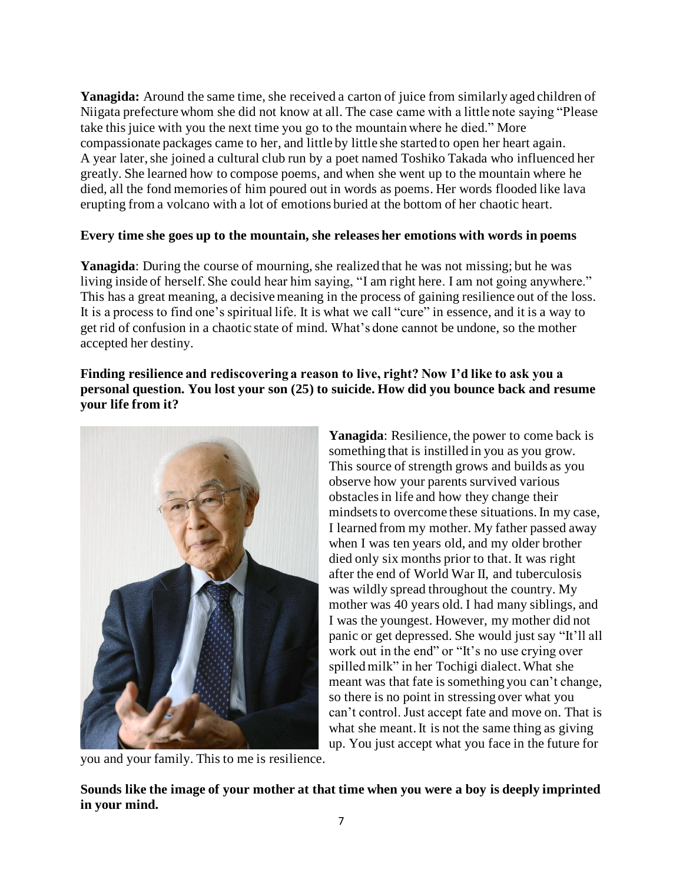**Yanagida:** Around the same time, she received a carton of juice from similarly aged children of Niigata prefecture whom she did not know at all. The case came with a little note saying "Please take this juice with you the next time you go to the mountain where he died." More compassionate packages came to her, and little by little she started to open her heart again. A year later, she joined a cultural club run by a poet named Toshiko Takada who influenced her greatly. She learned how to compose poems, and when she went up to the mountain where he died, all the fond memories of him poured out in words as poems. Her words flooded like lava erupting from a volcano with a lot of emotions buried at the bottom of her chaotic heart.

**Every time she goes up to the mountain, she releases her emotions with words in poems**

**Yanagida**: During the course of mourning, she realized that he was not missing; but he was living inside of herself. She could hear him saying, "I am right here. I am not going anywhere." This has a great meaning, a decisive meaning in the process of gaining resilience out of the loss. It is a process to find one's spiritual life. It is what we call "cure" in essence, and it is a way to get rid of confusion in a chaotic state of mind. What's done cannot be undone, so the mother accepted her destiny.

**Finding resilience and rediscovering a reason to live, right? Now I'd like to ask you a personal question. You lost your son (25) to suicide. How did you bounce back and resume your life from it?**

**Yanagida**: Resilience, the power to come back is something that is instilled in you as you grow. This source of strength grows and builds as you observe how your parents survived various obstacles in life and how they change their mindsets to overcome these situations. In my case, I learned from my mother. My father passed away when I was ten years old, and my older brother died only six months prior to that. It was right after the end of World War II, and tuberculosis was wildly spread throughout the country. My mother was 40 years old. I had many siblings, and I was the youngest. However, my mother did not panic or get depressed. She would just say "It'll all work out in the end" or "It's no use crying over spilled milk" in her Tochigi dialect. What she meant was that fate is something you can't change, so there is no point in stressing over what you can't control. Just accept fate and move on. That is what she meant. It is not the same thing as giving up. You just accept what you face in the future for you and your family. This to me is resilience.

**Sounds like the image of your mother at that time when you were a boy is deeply imprinted in your mind.**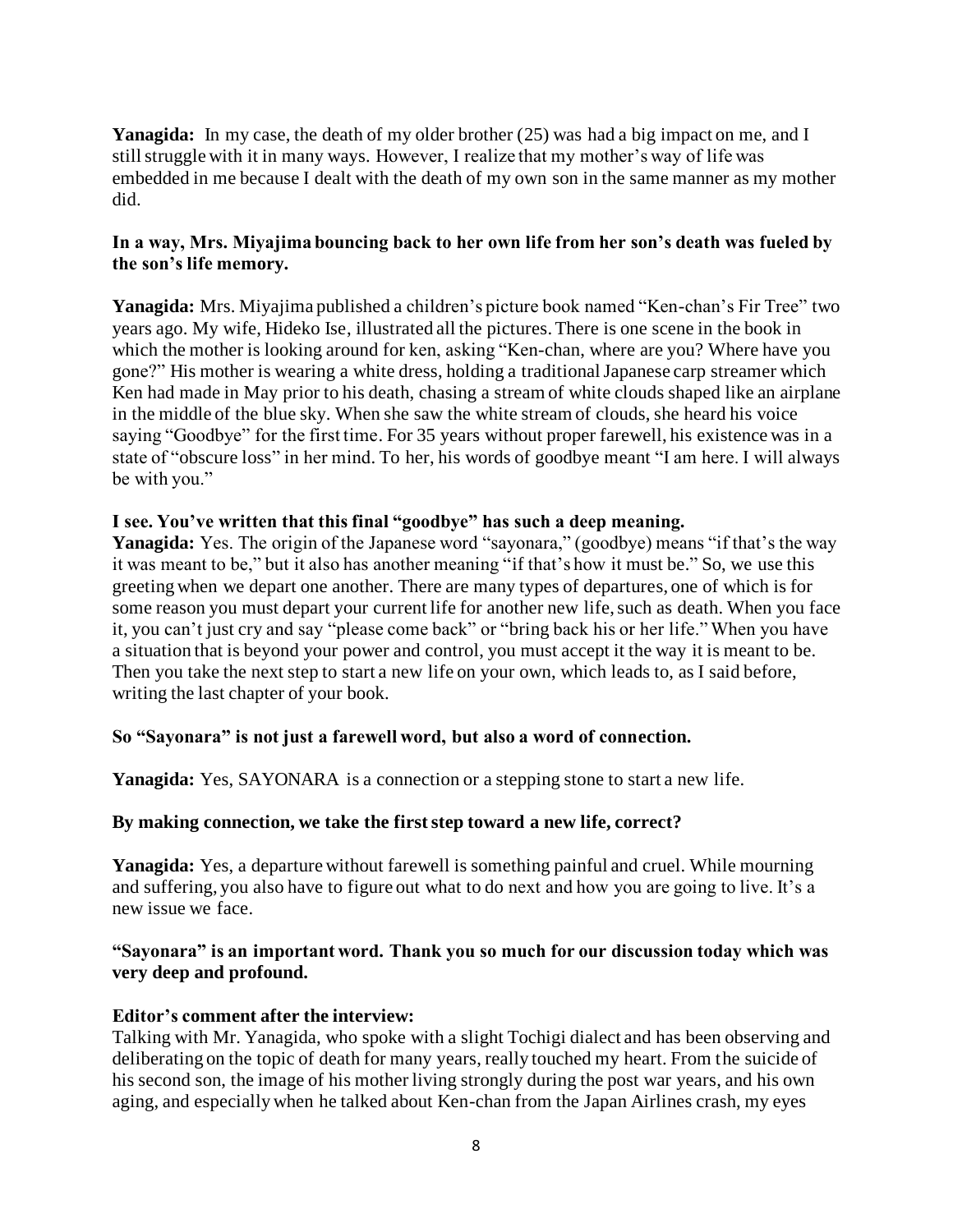**Yanagida:** In my case, the death of my older brother (25) was had a big impact on me, and I still struggle with it in many ways. However, I realize that my mother's way of life was embedded in me because I dealt with the death of my own son in the same manner as my mother did.

**In a way, Mrs. Miyajima bouncing back to her own life from her son's death was fueled by the son's life memory.**

**Yanagida:** Mrs. Miyajima published a children's picture book named "Ken-chan's Fir Tree" two years ago. My wife, Hideko Ise, illustrated all the pictures. There is one scene in the book in which the mother is looking around for ken, asking "Ken-chan, where are you? Where have you gone?" His mother is wearing a white dress, holding a traditional Japanese carp streamer which Ken had made in May prior to his death, chasing a stream of white clouds shaped like an airplane in the middle of the blue sky. When she saw the white stream of clouds, she heard his voice saying "Goodbye" for the first time. For 35 years without proper farewell, his existence was in a state of "obscure loss" in her mind. To her, his words of goodbye meant "I am here. I will always be with you."

**I see. You've written that this final "goodbye" has such a deep meaning.**

**Yanagida:** Yes. The origin of the Japanese word "sayonara," (goodbye) means "if that's the way it was meant to be," but it also has another meaning "if that's how it must be." So, we use this greeting when we depart one another. There are many types of departures, one of which is for some reason you must depart your current life for another new life, such as death. When you face it, you can't just cry and say "please come back" or "bring back his or her life." When you have a situation that is beyond your power and control, you must accept it the way it is meant to be. Then you take the next step to start a new life on your own, which leads to, as I said before, writing the last chapter of your book.

**So "Sayonara" is not just a farewell word, but also a word of connection.**

**Yanagida:** Yes, SAYONARA is a connection or a stepping stone to start a new life.

**By making connection, we take the first step toward a new life, correct?**

**Yanagida:** Yes, a departure without farewell is something painful and cruel. While mourning and suffering, you also have to figure out what to do next and how you are going to live. It's a new issue we face.

**"Sayonara" is an important word. Thank you so much for our discussion today which was very deep and profound.**

**Editor's comment after the interview:**
Talking with Mr. Yanagida, who spoke with a slight Tochigi dialect and has been observing and deliberating on the topic of death for many years, really touched my heart. From the suicide of his second son, the image of his mother living strongly during the post war years, and his own aging, and especially when he talked about Ken-chan from the Japan Airlines crash, my eyes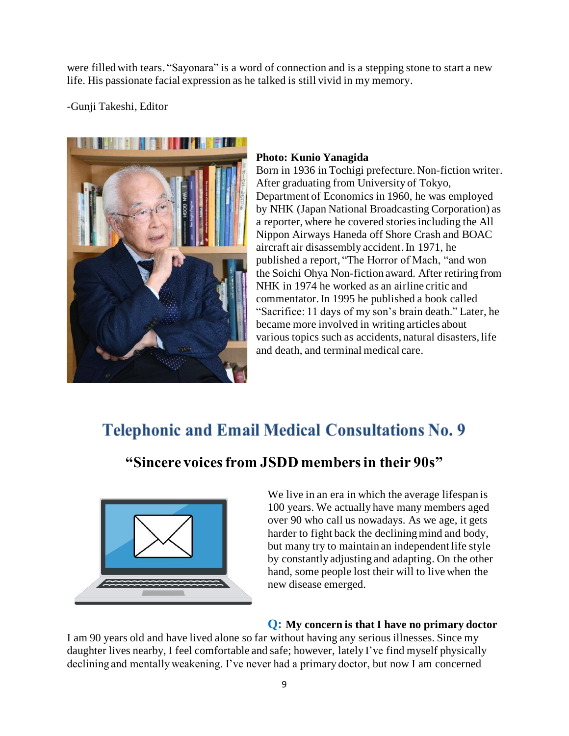were filled with tears. “Sayonara” is a word of connection and is a stepping stone to start a new life. His passionate facial expression as he talked is still vivid in my memory.

-Gunji Takeshi, Editor

**Photo: Kunio Yanagida**
Born in 1936 in Tochigi prefecture. Non-fiction writer. After graduating from University of Tokyo, Department of Economics in 1960, he was employed by NHK (Japan National Broadcasting Corporation) as a reporter, where he covered stories including the All Nippon Airways Haneda off Shore Crash and BOAC aircraft air disassembly accident. In 1971, he published a report, “The Horror of Mach, “and won the Soichi Ohya Non-fiction award. After retiring from NHK in 1974 he worked as an airline critic and commentator. In 1995 he published a book called “Sacrifice: 11 days of my son’s brain death.” Later, he became more involved in writing articles about various topics such as accidents, natural disasters, life and death, and terminal medical care.

## Telephonic and Email Medical Consultations No. 9

### “Sincere voices from JSDD members in their 90s”

We live in an era in which the average lifespan is 100 years. We actually have many members aged over 90 who call us nowadays. As we age, it gets harder to fight back the declining mind and body, but many try to maintain an independent life style by constantly adjusting and adapting. On the other hand, some people lost their will to live when the new disease emerged.

**Q: My concern is that I have no primary doctor**
I am 90 years old and have lived alone so far without having any serious illnesses. Since my daughter lives nearby, I feel comfortable and safe; however, lately I’ve find myself physically declining and mentally weakening. I’ve never had a primary doctor, but now I am concerned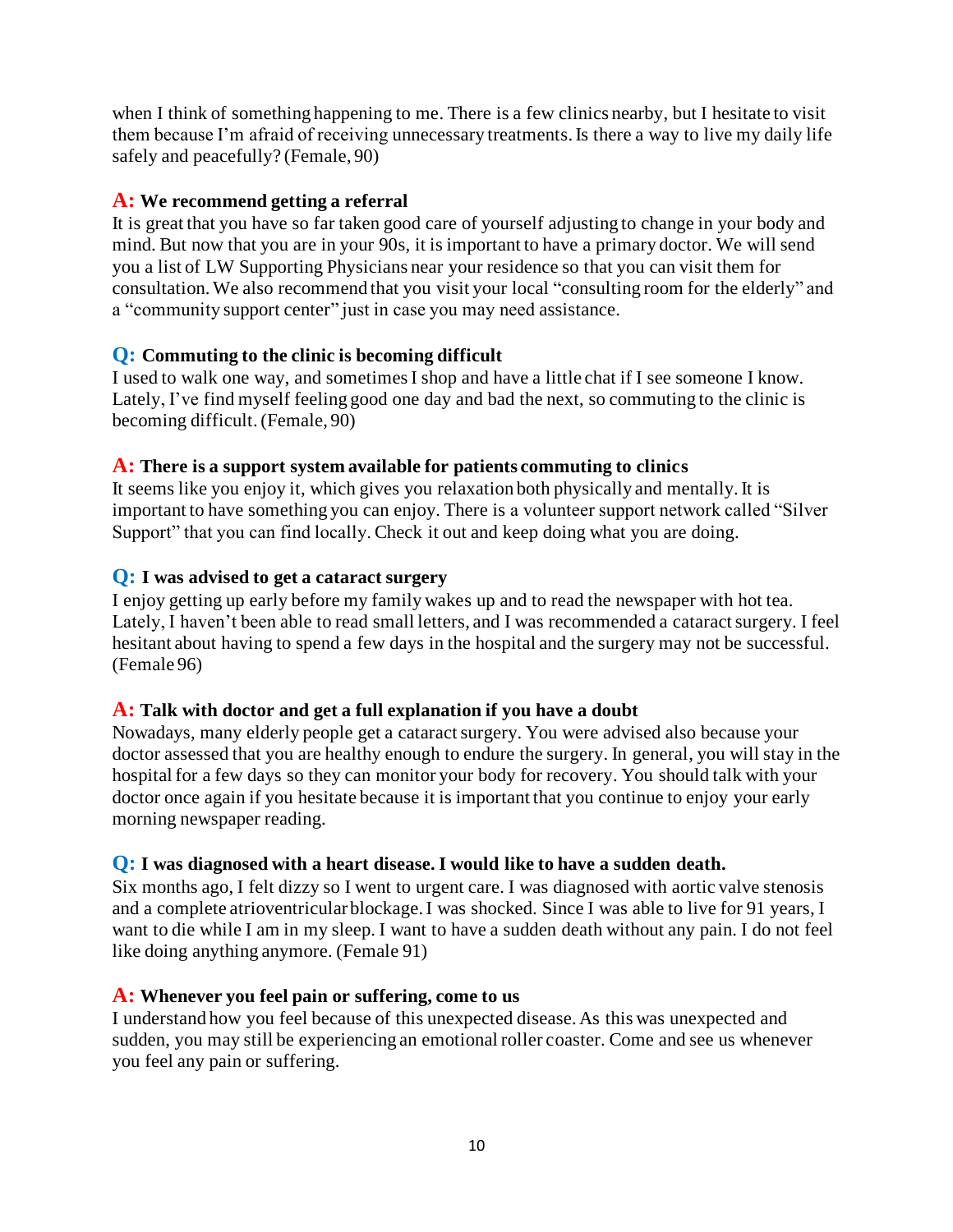when I think of something happening to me. There is a few clinics nearby, but I hesitate to visit them because I'm afraid of receiving unnecessary treatments. Is there a way to live my daily life safely and peacefully? (Female, 90)

**A: We recommend getting a referral**

It is great that you have so far taken good care of yourself adjusting to change in your body and mind. But now that you are in your 90s, it is important to have a primary doctor. We will send you a list of LW Supporting Physicians near your residence so that you can visit them for consultation. We also recommend that you visit your local "consulting room for the elderly" and a "community support center" just in case you may need assistance.

**Q: Commuting to the clinic is becoming difficult**

I used to walk one way, and sometimes I shop and have a little chat if I see someone I know. Lately, I've find myself feeling good one day and bad the next, so commuting to the clinic is becoming difficult. (Female, 90)

**A: There is a support system available for patients commuting to clinics**

It seems like you enjoy it, which gives you relaxation both physically and mentally. It is important to have something you can enjoy. There is a volunteer support network called "Silver Support" that you can find locally. Check it out and keep doing what you are doing.

**Q: I was advised to get a cataract surgery**

I enjoy getting up early before my family wakes up and to read the newspaper with hot tea. Lately, I haven't been able to read small letters, and I was recommended a cataract surgery. I feel hesitant about having to spend a few days in the hospital and the surgery may not be successful. (Female 96)

**A: Talk with doctor and get a full explanation if you have a doubt**

Nowadays, many elderly people get a cataract surgery. You were advised also because your doctor assessed that you are healthy enough to endure the surgery. In general, you will stay in the hospital for a few days so they can monitor your body for recovery. You should talk with your doctor once again if you hesitate because it is important that you continue to enjoy your early morning newspaper reading.

**Q: I was diagnosed with a heart disease. I would like to have a sudden death.**

Six months ago, I felt dizzy so I went to urgent care. I was diagnosed with aortic valve stenosis and a complete atrioventricular blockage. I was shocked. Since I was able to live for 91 years, I want to die while I am in my sleep. I want to have a sudden death without any pain. I do not feel like doing anything anymore. (Female 91)

**A: Whenever you feel pain or suffering, come to us**

I understand how you feel because of this unexpected disease. As this was unexpected and sudden, you may still be experiencing an emotional roller coaster. Come and see us whenever you feel any pain or suffering.